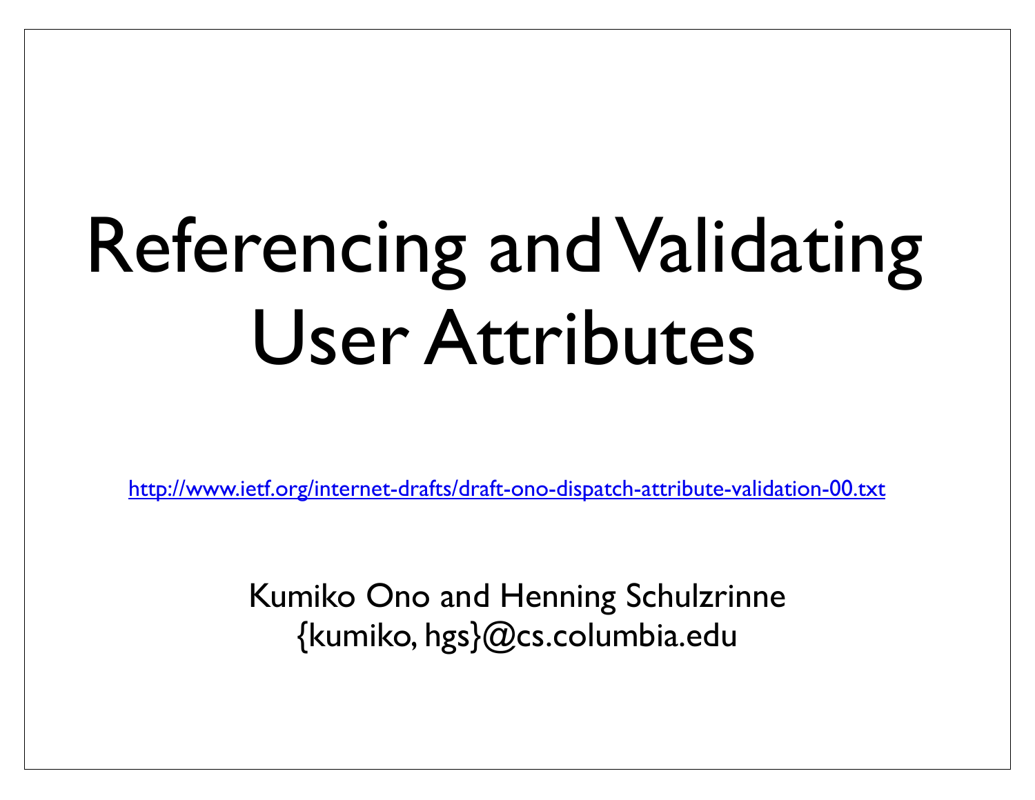# Referencing and Validating User Attributes

http://www.ietf.org/internet-drafts/draft-ono-dispatch-attribute-validation-00.txt

Kumiko Ono and Henning Schulzrinne
{kumiko, hgs}@cs.columbia.edu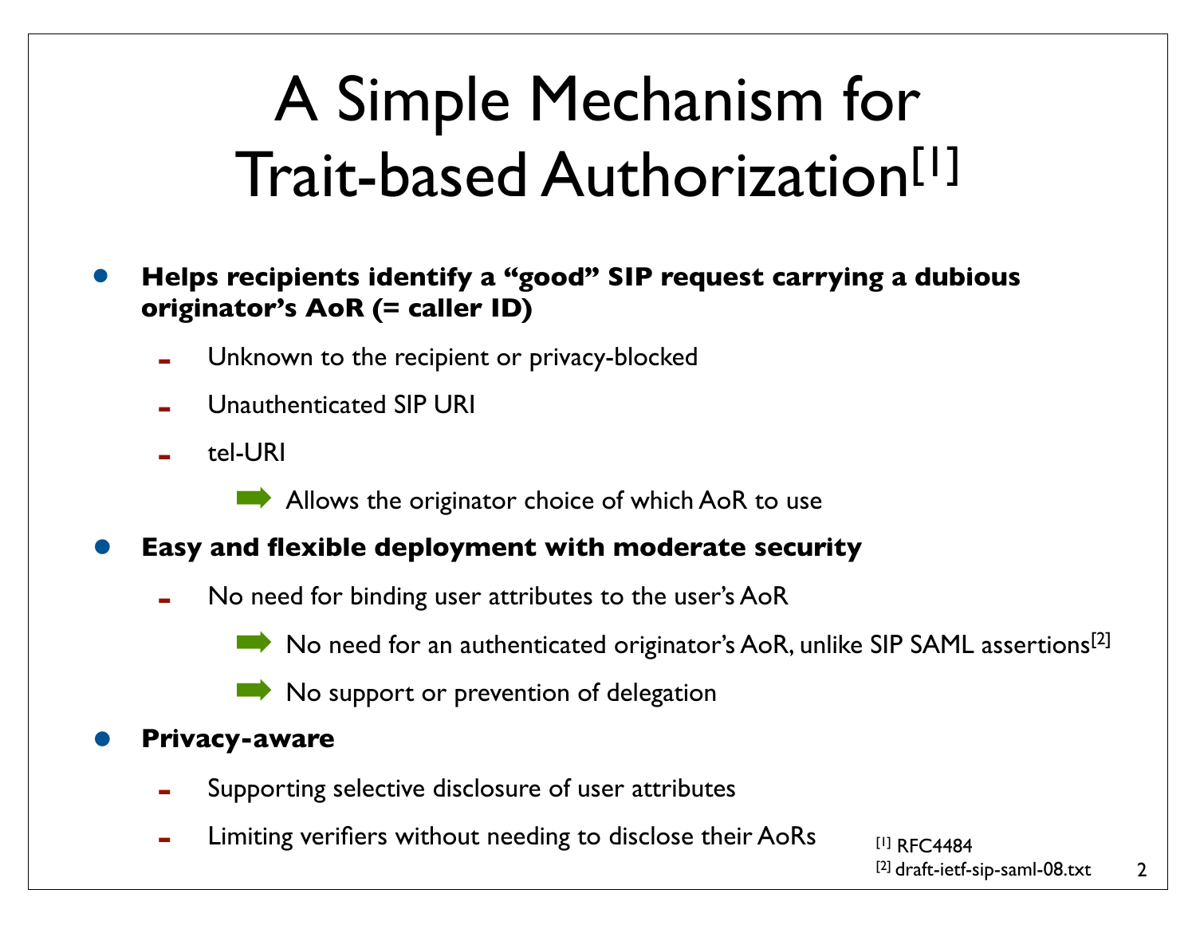# A Simple Mechanism for Trait-based Authorization[1]

- **Helps recipients identify a "good" SIP request carrying a dubious originator's AoR (= caller ID)**
  - Unknown to the recipient or privacy-blocked
  - Unauthenticated SIP URI
  - tel-URI
    - ➡ Allows the originator choice of which AoR to use
- **Easy and flexible deployment with moderate security**
  - No need for binding user attributes to the user's AoR
    - ➡ No need for an authenticated originator's AoR, unlike SIP SAML assertions[2]
    - ➡ No support or prevention of delegation
- **Privacy-aware**
  - Supporting selective disclosure of user attributes
  - Limiting verifiers without needing to disclose their AoRs

[1] RFC4484
[2] draft-ietf-sip-saml-08.txt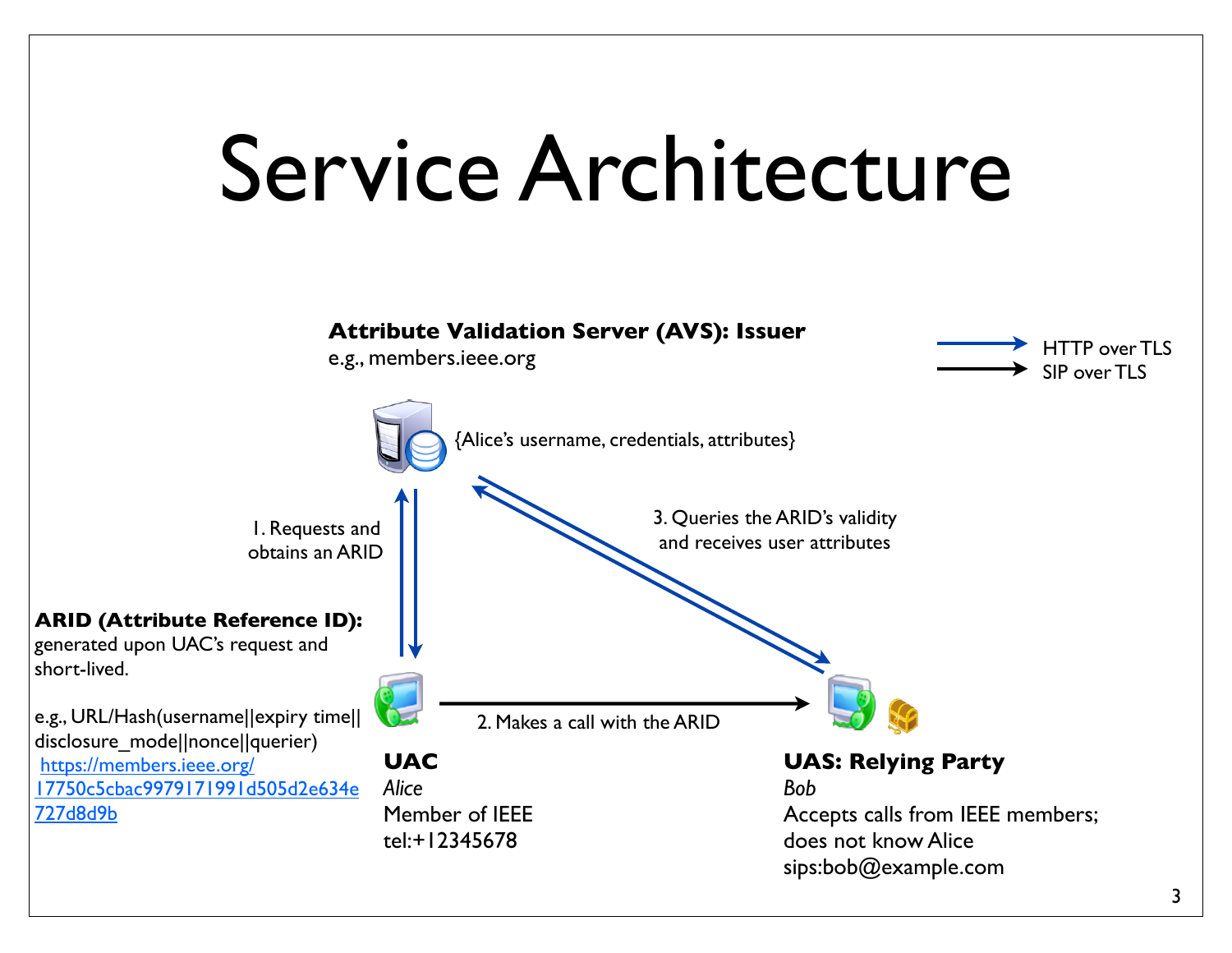# Service Architecture

**Attribute Validation Server (AVS): Issuer**
e.g., members.ieee.org

{Alice's username, credentials, attributes}

HTTP over TLS
SIP over TLS

1. Requests and obtains an ARID

3. Queries the ARID's validity and receives user attributes

2. Makes a call with the ARID

**ARID (Attribute Reference ID):** generated upon UAC's request and short-lived.

e.g., URL/Hash(username||expiry time||disclosure_mode||nonce||querier)
https://members.ieee.org/17750c5cbac9979171991d505d2e634e727d8d9b

**UAC**
*Alice*
Member of IEEE
tel:+12345678

**UAS: Relying Party**
*Bob*
Accepts calls from IEEE members; does not know Alice
sips:bob@example.com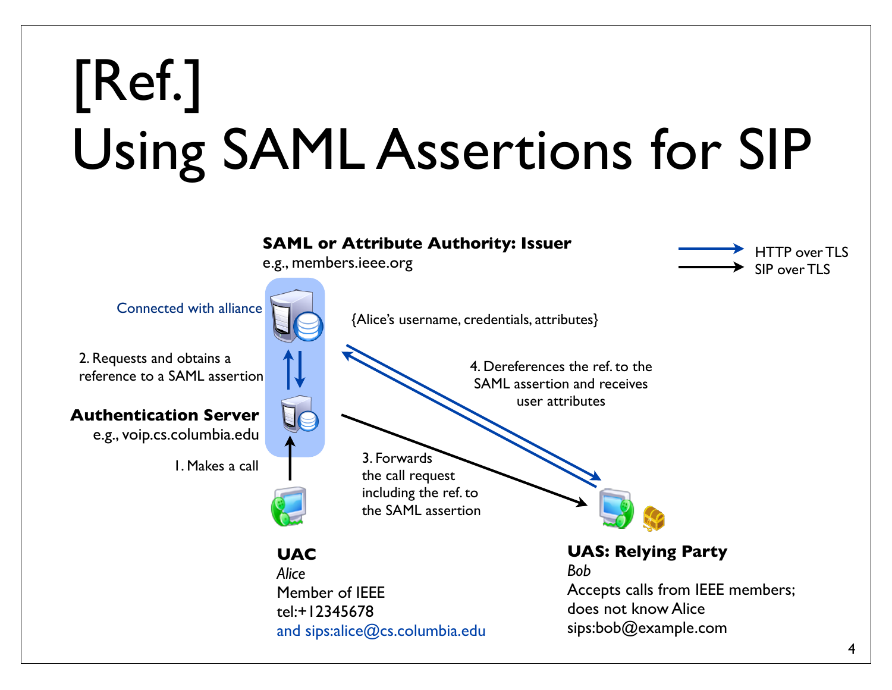# [Ref.] Using SAML Assertions for SIP

**SAML or Attribute Authority: Issuer**
e.g., members.ieee.org

Connected with alliance

{Alice's username, credentials, attributes}

2. Requests and obtains a reference to a SAML assertion

**Authentication Server**
e.g., voip.cs.columbia.edu

1. Makes a call

3. Forwards the call request including the ref. to the SAML assertion

4. Dereferences the ref. to the SAML assertion and receives user attributes

HTTP over TLS
SIP over TLS

**UAC**
*Alice*
Member of IEEE
tel:+12345678
and sips:alice@cs.columbia.edu

**UAS: Relying Party**
*Bob*
Accepts calls from IEEE members;
does not know Alice
sips:bob@example.com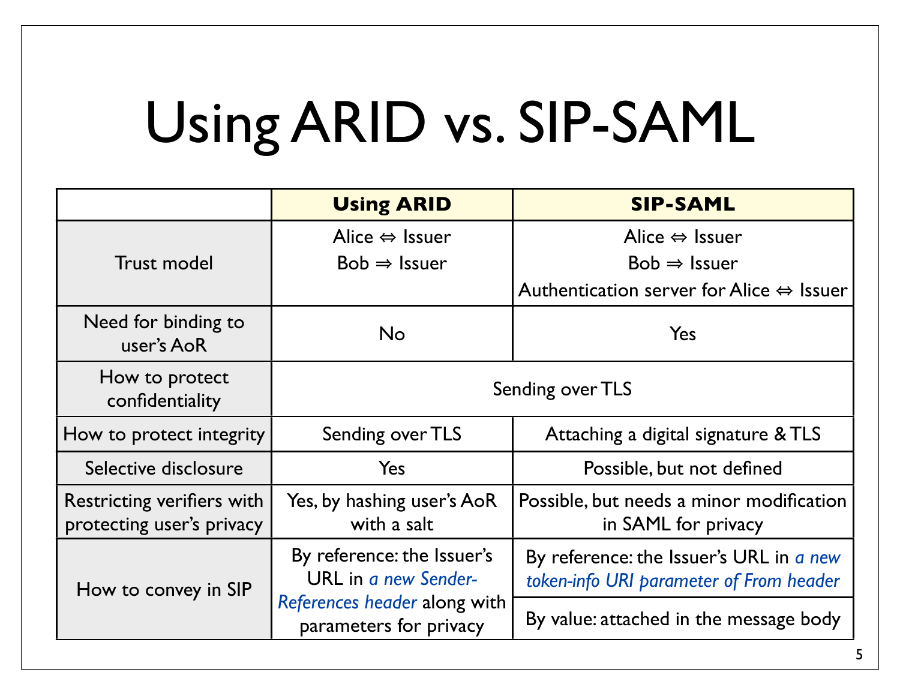# Using ARID vs. SIP-SAML

| | **Using ARID** | **SIP-SAML** |
|---|---|---|
| Trust model | Alice ⇔ Issuer<br>Bob ⇒ Issuer | Alice ⇔ Issuer<br>Bob ⇒ Issuer<br>Authentication server for Alice ⇔ Issuer |
| Need for binding to user's AoR | No | Yes |
| How to protect confidentiality | Sending over TLS | Sending over TLS |
| How to protect integrity | Sending over TLS | Attaching a digital signature & TLS |
| Selective disclosure | Yes | Possible, but not defined |
| Restricting verifiers with protecting user's privacy | Yes, by hashing user's AoR with a salt | Possible, but needs a minor modification in SAML for privacy |
| How to convey in SIP | By reference: the Issuer's URL in *a new Sender-References header* along with parameters for privacy | By reference: the Issuer's URL in *a new token-info URI parameter of From header*<br>By value: attached in the message body |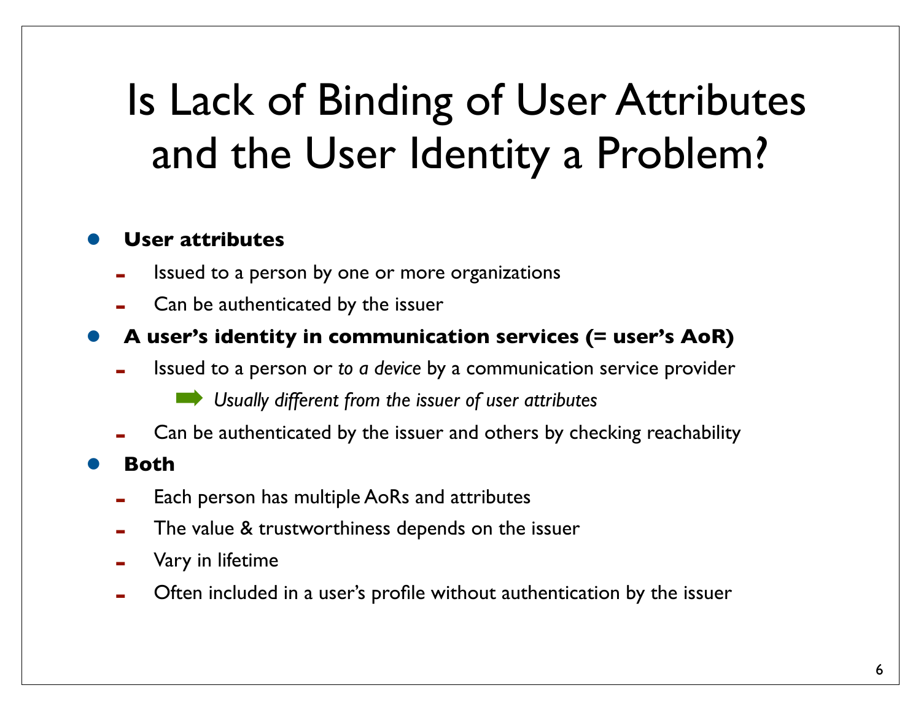# Is Lack of Binding of User Attributes and the User Identity a Problem?

- **User attributes**
  - Issued to a person by one or more organizations
  - Can be authenticated by the issuer
- **A user's identity in communication services (= user's AoR)**
  - Issued to a person or *to a device* by a communication service provider
    - ➡ *Usually different from the issuer of user attributes*
  - Can be authenticated by the issuer and others by checking reachability
- **Both**
  - Each person has multiple AoRs and attributes
  - The value & trustworthiness depends on the issuer
  - Vary in lifetime
  - Often included in a user's profile without authentication by the issuer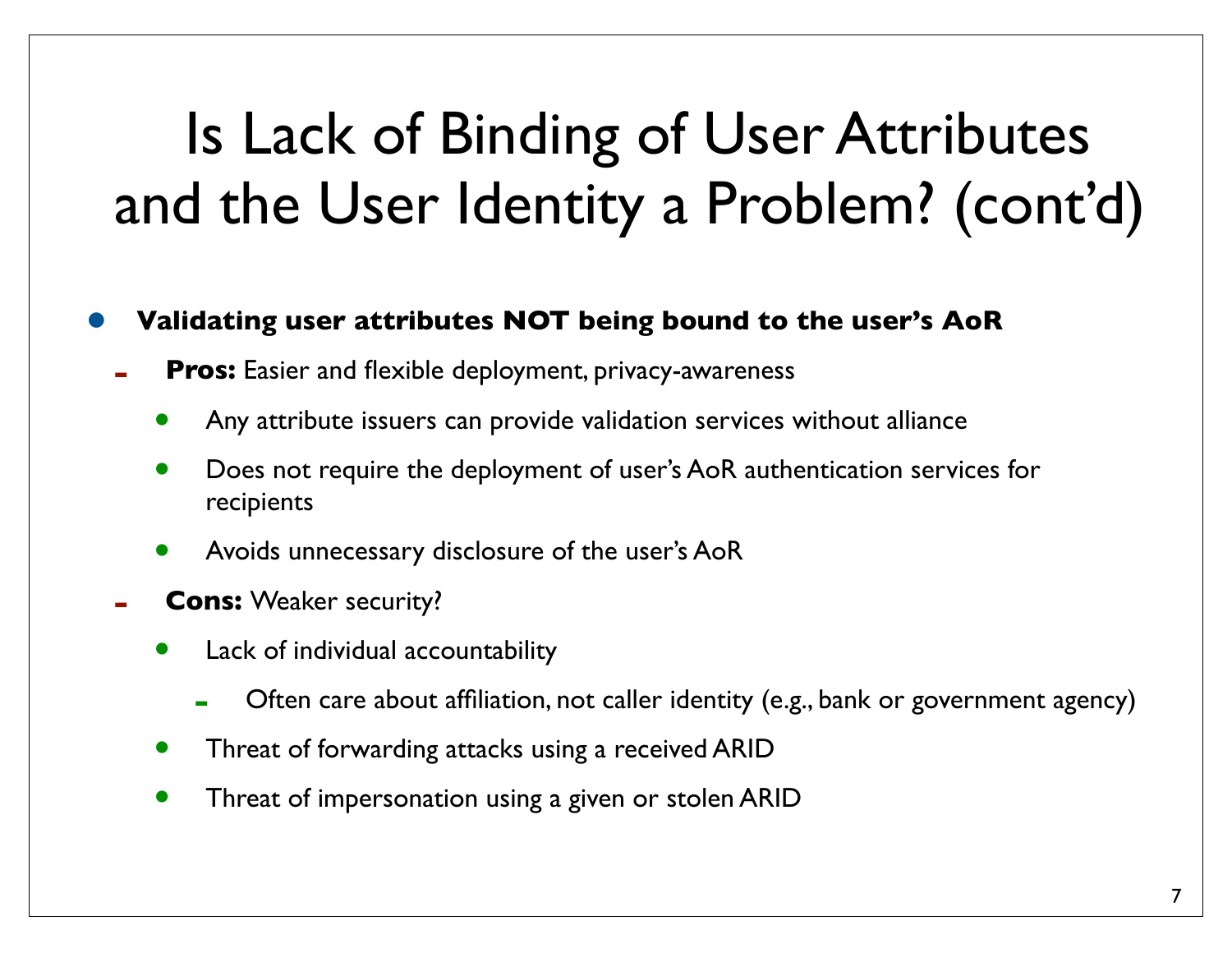# Is Lack of Binding of User Attributes and the User Identity a Problem? (cont'd)

- **Validating user attributes NOT being bound to the user's AoR**
  - **Pros:** Easier and flexible deployment, privacy-awareness
    - Any attribute issuers can provide validation services without alliance
    - Does not require the deployment of user's AoR authentication services for recipients
    - Avoids unnecessary disclosure of the user's AoR
  - **Cons:** Weaker security?
    - Lack of individual accountability
      - Often care about affiliation, not caller identity (e.g., bank or government agency)
    - Threat of forwarding attacks using a received ARID
    - Threat of impersonation using a given or stolen ARID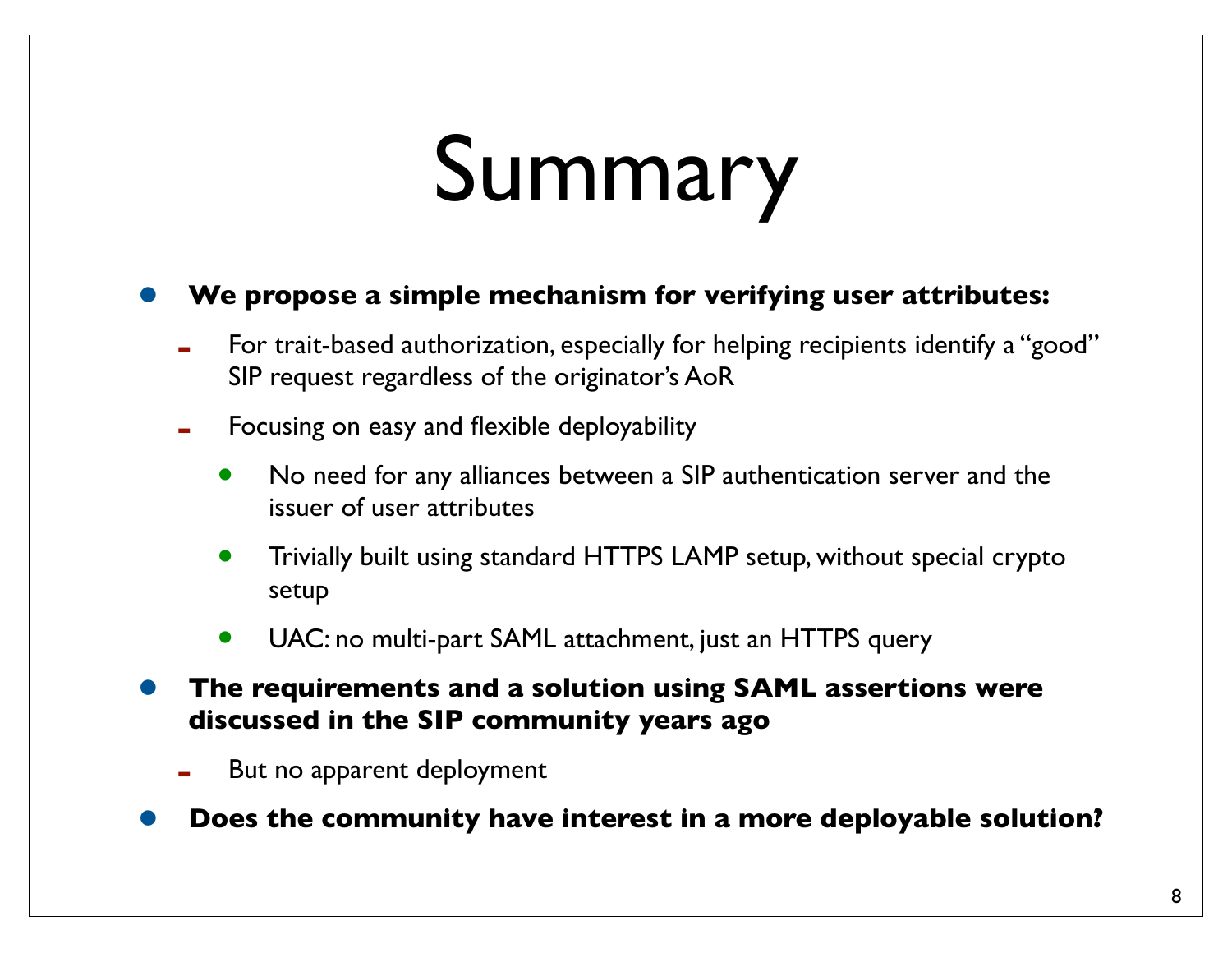# Summary

- **We propose a simple mechanism for verifying user attributes:**
  - For trait-based authorization, especially for helping recipients identify a "good" SIP request regardless of the originator's AoR
  - Focusing on easy and flexible deployability
    - No need for any alliances between a SIP authentication server and the issuer of user attributes
    - Trivially built using standard HTTPS LAMP setup, without special crypto setup
    - UAC: no multi-part SAML attachment, just an HTTPS query
- **The requirements and a solution using SAML assertions were discussed in the SIP community years ago**
  - But no apparent deployment
- **Does the community have interest in a more deployable solution?**